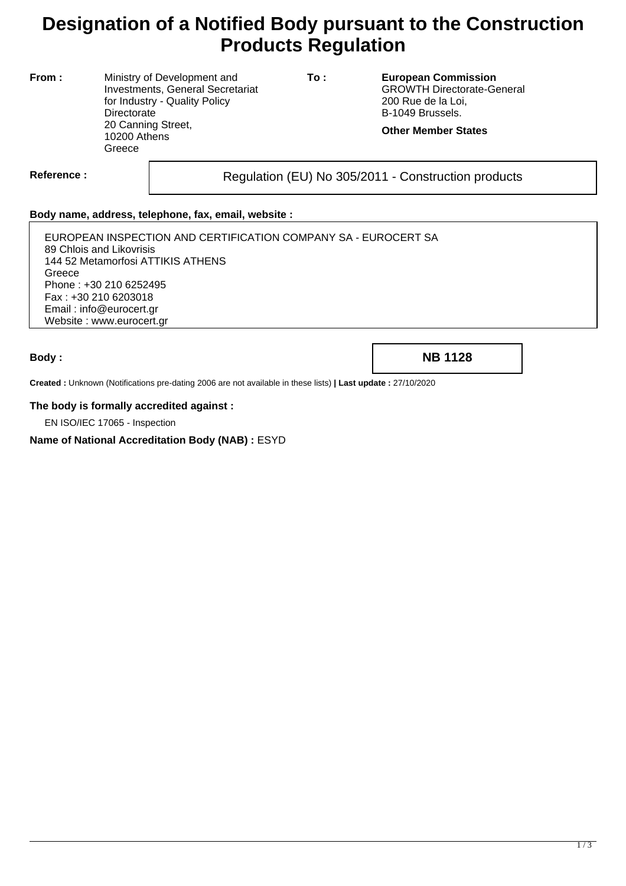# Designation of a Notified Body pursuant to the Construction Products Regulation

| **From :** | Ministry of Development and Investments, General Secretariat for Industry - Quality Policy Directorate<br>20 Canning Street,<br>10200 Athens<br>Greece | **To :** | **European Commission**<br>GROWTH Directorate-General<br>200 Rue de la Loi,<br>B-1049 Brussels.<br><br>**Other Member States** |
|---|---|---|---|

**Reference :** Regulation (EU) No 305/2011 - Construction products

**Body name, address, telephone, fax, email, website :**

EUROPEAN INSPECTION AND CERTIFICATION COMPANY SA - EUROCERT SA
89 Chlois and Likovrisis
144 52 Metamorfosi ATTIKIS ATHENS
Greece
Phone : +30 210 6252495
Fax : +30 210 6203018
Email : info@eurocert.gr
Website : www.eurocert.gr

**Body :** **NB 1128**

**Created :** Unknown (Notifications pre-dating 2006 are not available in these lists) **| Last update :** 27/10/2020

**The body is formally accredited against :**

EN ISO/IEC 17065 - Inspection

**Name of National Accreditation Body (NAB) :** ESYD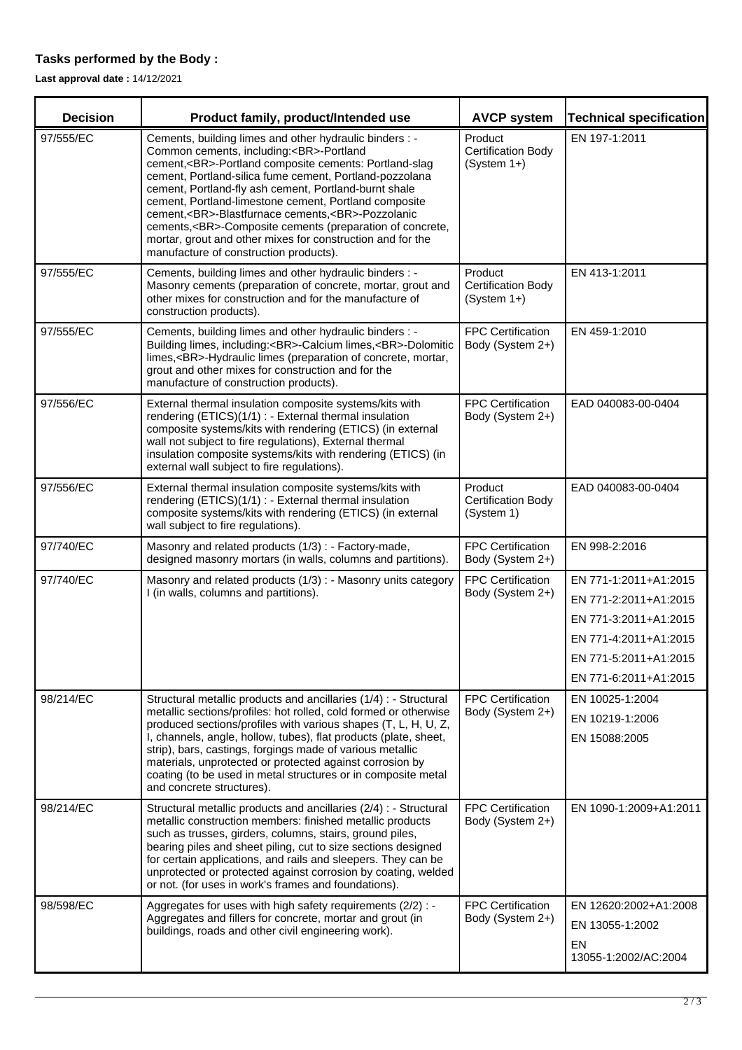### Tasks performed by the Body :

**Last approval date :** 14/12/2021

| Decision | Product family, product/Intended use | AVCP system | Technical specification |
|---|---|---|---|
| 97/555/EC | Cements, building limes and other hydraulic binders : - Common cements, including:<BR>-Portland cement,<BR>-Portland composite cements: Portland-slag cement, Portland-silica fume cement, Portland-pozzolana cement, Portland-fly ash cement, Portland-burnt shale cement, Portland-limestone cement, Portland composite cement,<BR>-Blastfurnace cements,<BR>-Pozzolanic cements,<BR>-Composite cements (preparation of concrete, mortar, grout and other mixes for construction and for the manufacture of construction products). | Product Certification Body (System 1+) | EN 197-1:2011 |
| 97/555/EC | Cements, building limes and other hydraulic binders : - Masonry cements (preparation of concrete, mortar, grout and other mixes for construction and for the manufacture of construction products). | Product Certification Body (System 1+) | EN 413-1:2011 |
| 97/555/EC | Cements, building limes and other hydraulic binders : - Building limes, including:<BR>-Calcium limes,<BR>-Dolomitic limes,<BR>-Hydraulic limes (preparation of concrete, mortar, grout and other mixes for construction and for the manufacture of construction products). | FPC Certification Body (System 2+) | EN 459-1:2010 |
| 97/556/EC | External thermal insulation composite systems/kits with rendering (ETICS)(1/1) : - External thermal insulation composite systems/kits with rendering (ETICS) (in external wall not subject to fire regulations), External thermal insulation composite systems/kits with rendering (ETICS) (in external wall subject to fire regulations). | FPC Certification Body (System 2+) | EAD 040083-00-0404 |
| 97/556/EC | External thermal insulation composite systems/kits with rendering (ETICS)(1/1) : - External thermal insulation composite systems/kits with rendering (ETICS) (in external wall subject to fire regulations). | Product Certification Body (System 1) | EAD 040083-00-0404 |
| 97/740/EC | Masonry and related products (1/3) : - Factory-made, designed masonry mortars (in walls, columns and partitions). | FPC Certification Body (System 2+) | EN 998-2:2016 |
| 97/740/EC | Masonry and related products (1/3) : - Masonry units category I (in walls, columns and partitions). | FPC Certification Body (System 2+) | EN 771-1:2011+A1:2015<br>EN 771-2:2011+A1:2015<br>EN 771-3:2011+A1:2015<br>EN 771-4:2011+A1:2015<br>EN 771-5:2011+A1:2015<br>EN 771-6:2011+A1:2015 |
| 98/214/EC | Structural metallic products and ancillaries (1/4) : - Structural metallic sections/profiles: hot rolled, cold formed or otherwise produced sections/profiles with various shapes (T, L, H, U, Z, I, channels, angle, hollow, tubes), flat products (plate, sheet, strip), bars, castings, forgings made of various metallic materials, unprotected or protected against corrosion by coating (to be used in metal structures or in composite metal and concrete structures). | FPC Certification Body (System 2+) | EN 10025-1:2004<br>EN 10219-1:2006<br>EN 15088:2005 |
| 98/214/EC | Structural metallic products and ancillaries (2/4) : - Structural metallic construction members: finished metallic products such as trusses, girders, columns, stairs, ground piles, bearing piles and sheet piling, cut to size sections designed for certain applications, and rails and sleepers. They can be unprotected or protected against corrosion by coating, welded or not. (for uses in work's frames and foundations). | FPC Certification Body (System 2+) | EN 1090-1:2009+A1:2011 |
| 98/598/EC | Aggregates for uses with high safety requirements (2/2) : - Aggregates and fillers for concrete, mortar and grout (in buildings, roads and other civil engineering work). | FPC Certification Body (System 2+) | EN 12620:2002+A1:2008<br>EN 13055-1:2002<br>EN 13055-1:2002/AC:2004 |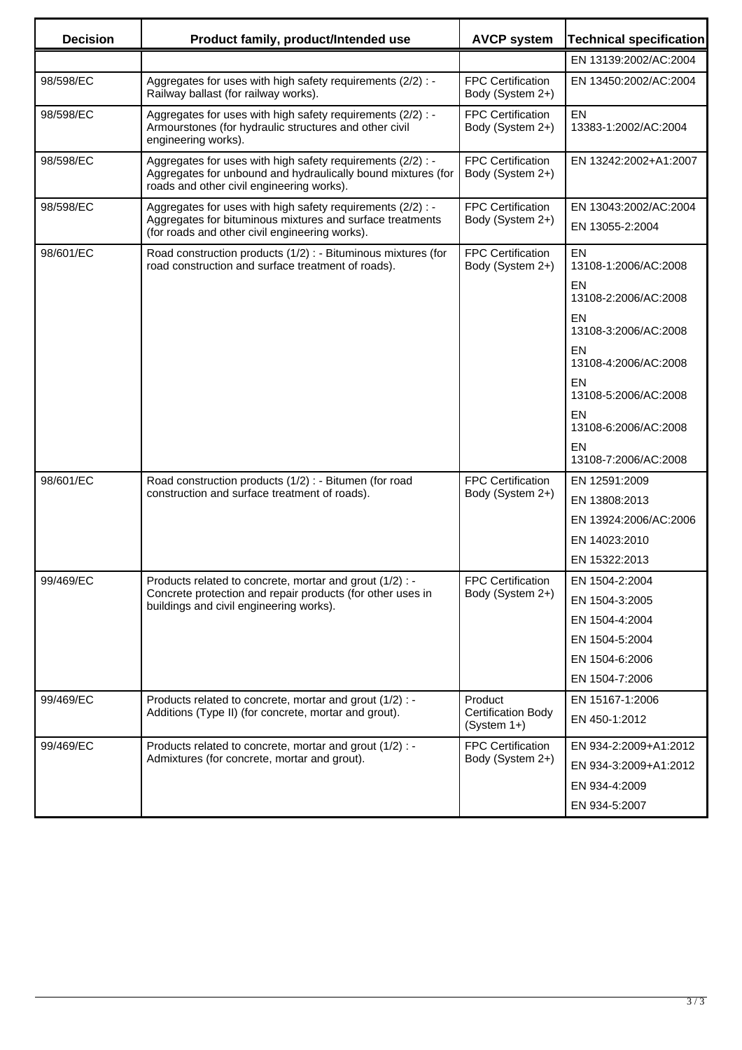| Decision | Product family, product/Intended use | AVCP system | Technical specification |
|---|---|---|---|
| | | | EN 13139:2002/AC:2004 |
| 98/598/EC | Aggregates for uses with high safety requirements (2/2) : - Railway ballast (for railway works). | FPC Certification Body (System 2+) | EN 13450:2002/AC:2004 |
| 98/598/EC | Aggregates for uses with high safety requirements (2/2) : - Armourstones (for hydraulic structures and other civil engineering works). | FPC Certification Body (System 2+) | EN 13383-1:2002/AC:2004 |
| 98/598/EC | Aggregates for uses with high safety requirements (2/2) : - Aggregates for unbound and hydraulically bound mixtures (for roads and other civil engineering works). | FPC Certification Body (System 2+) | EN 13242:2002+A1:2007 |
| 98/598/EC | Aggregates for uses with high safety requirements (2/2) : - Aggregates for bituminous mixtures and surface treatments (for roads and other civil engineering works). | FPC Certification Body (System 2+) | EN 13043:2002/AC:2004<br>EN 13055-2:2004 |
| 98/601/EC | Road construction products (1/2) : - Bituminous mixtures (for road construction and surface treatment of roads). | FPC Certification Body (System 2+) | EN 13108-1:2006/AC:2008<br>EN 13108-2:2006/AC:2008<br>EN 13108-3:2006/AC:2008<br>EN 13108-4:2006/AC:2008<br>EN 13108-5:2006/AC:2008<br>EN 13108-6:2006/AC:2008<br>EN 13108-7:2006/AC:2008 |
| 98/601/EC | Road construction products (1/2) : - Bitumen (for road construction and surface treatment of roads). | FPC Certification Body (System 2+) | EN 12591:2009<br>EN 13808:2013<br>EN 13924:2006/AC:2006<br>EN 14023:2010<br>EN 15322:2013 |
| 99/469/EC | Products related to concrete, mortar and grout (1/2) : - Concrete protection and repair products (for other uses in buildings and civil engineering works). | FPC Certification Body (System 2+) | EN 1504-2:2004<br>EN 1504-3:2005<br>EN 1504-4:2004<br>EN 1504-5:2004<br>EN 1504-6:2006<br>EN 1504-7:2006 |
| 99/469/EC | Products related to concrete, mortar and grout (1/2) : - Additions (Type II) (for concrete, mortar and grout). | Product Certification Body (System 1+) | EN 15167-1:2006<br>EN 450-1:2012 |
| 99/469/EC | Products related to concrete, mortar and grout (1/2) : - Admixtures (for concrete, mortar and grout). | FPC Certification Body (System 2+) | EN 934-2:2009+A1:2012<br>EN 934-3:2009+A1:2012<br>EN 934-4:2009<br>EN 934-5:2007 |